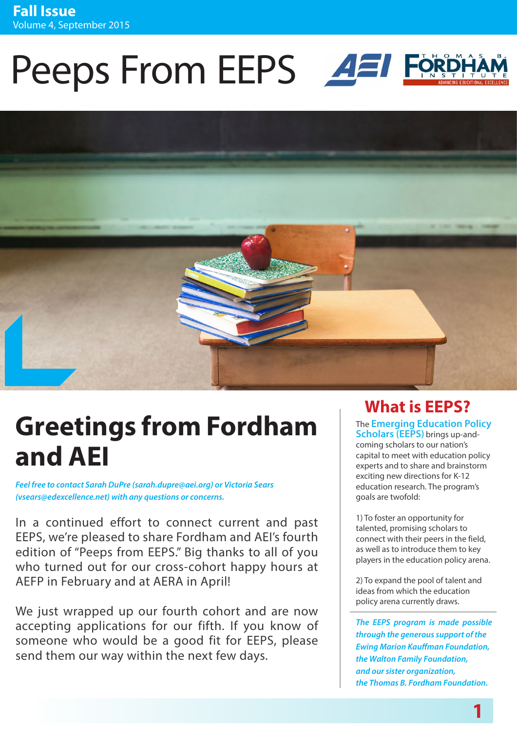**Fall Issue**
Volume 4, September 2015

# Peeps From EEPS

## Greetings from Fordham and AEI

*Feel free to contact Sarah DuPre (sarah.dupre@aei.org) or Victoria Sears (vsears@edexcellence.net) with any questions or concerns.*

In a continued effort to connect current and past EEPS, we're pleased to share Fordham and AEI's fourth edition of "Peeps from EEPS." Big thanks to all of you who turned out for our cross-cohort happy hours at AEFP in February and at AERA in April!

We just wrapped up our fourth cohort and are now accepting applications for our fifth. If you know of someone who would be a good fit for EEPS, please send them our way within the next few days.

## What is EEPS?

The Emerging Education Policy Scholars (EEPS) brings up-and-coming scholars to our nation's capital to meet with education policy experts and to share and brainstorm exciting new directions for K-12 education research. The program's goals are twofold:

1) To foster an opportunity for talented, promising scholars to connect with their peers in the field, as well as to introduce them to key players in the education policy arena.

2) To expand the pool of talent and ideas from which the education policy arena currently draws.

*The EEPS program is made possible through the generous support of the Ewing Marion Kauffman Foundation, the Walton Family Foundation, and our sister organization, the Thomas B. Fordham Foundation.*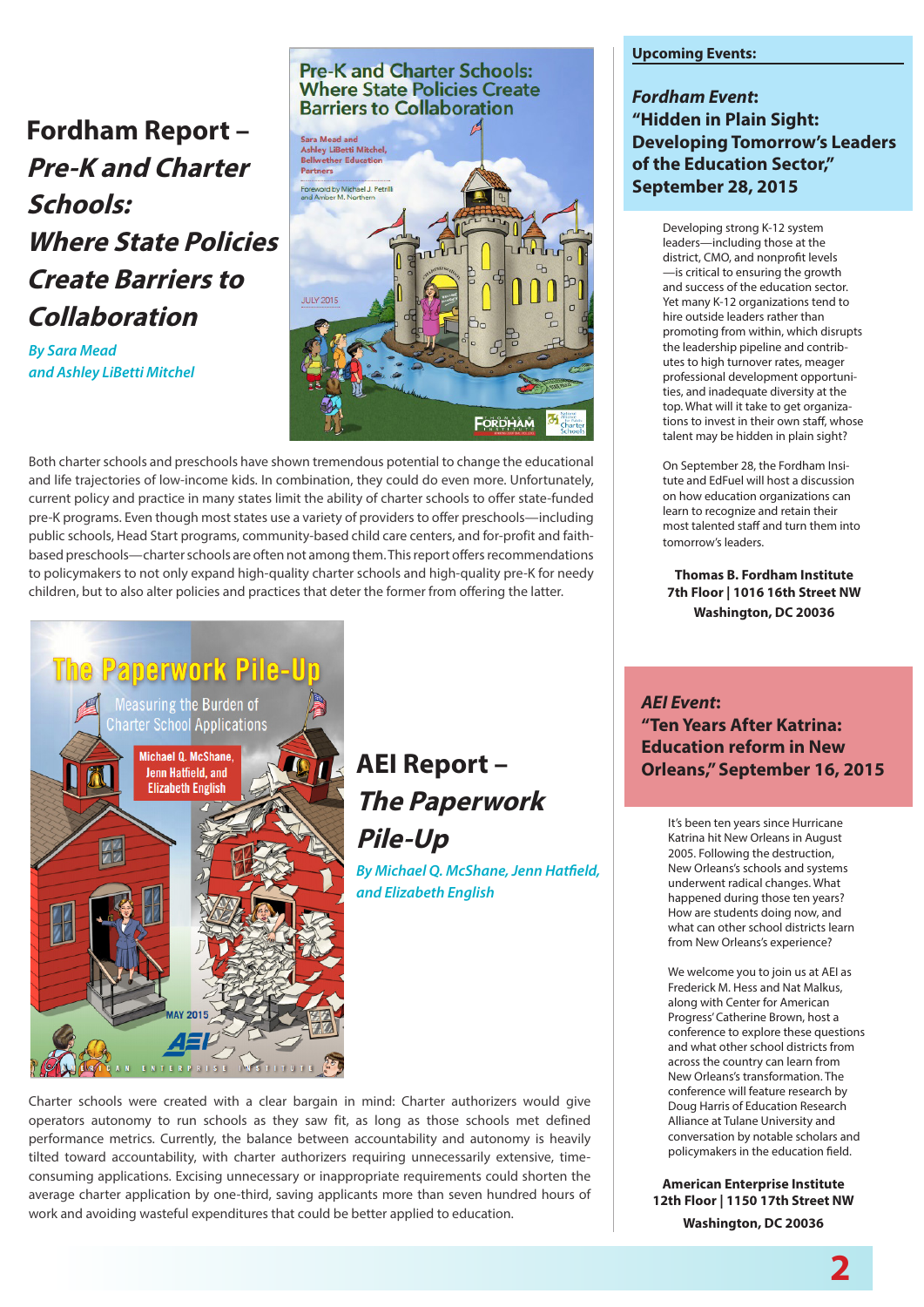## Fordham Report – *Pre-K and Charter Schools: Where State Policies Create Barriers to Collaboration*

*By Sara Mead and Ashley LiBetti Mitchel*

Both charter schools and preschools have shown tremendous potential to change the educational and life trajectories of low-income kids. In combination, they could do even more. Unfortunately, current policy and practice in many states limit the ability of charter schools to offer state-funded pre-K programs. Even though most states use a variety of providers to offer preschools—including public schools, Head Start programs, community-based child care centers, and for-profit and faith-based preschools—charter schools are often not among them. This report offers recommendations to policymakers to not only expand high-quality charter schools and high-quality pre-K for needy children, but to also alter policies and practices that deter the former from offering the latter.

## AEI Report – *The Paperwork Pile-Up*

*By Michael Q. McShane, Jenn Hatfield, and Elizabeth English*

Charter schools were created with a clear bargain in mind: Charter authorizers would give operators autonomy to run schools as they saw fit, as long as those schools met defined performance metrics. Currently, the balance between accountability and autonomy is heavily tilted toward accountability, with charter authorizers requiring unnecessarily extensive, time-consuming applications. Excising unnecessary or inappropriate requirements could shorten the average charter application by one-third, saving applicants more than seven hundred hours of work and avoiding wasteful expenditures that could be better applied to education.

**Upcoming Events:**

### *Fordham Event*: "Hidden in Plain Sight: Developing Tomorrow's Leaders of the Education Sector," September 28, 2015

Developing strong K-12 system leaders—including those at the district, CMO, and nonprofit levels—is critical to ensuring the growth and success of the education sector. Yet many K-12 organizations tend to hire outside leaders rather than promoting from within, which disrupts the leadership pipeline and contributes to high turnover rates, meager professional development opportunities, and inadequate diversity at the top. What will it take to get organizations to invest in their own staff, whose talent may be hidden in plain sight?

On September 28, the Fordham Insitute and EdFuel will host a discussion on how education organizations can learn to recognize and retain their most talented staff and turn them into tomorrow's leaders.

**Thomas B. Fordham Institute**
**7th Floor | 1016 16th Street NW**
**Washington, DC 20036**

### *AEI Event*: "Ten Years After Katrina: Education reform in New Orleans," September 16, 2015

It's been ten years since Hurricane Katrina hit New Orleans in August 2005. Following the destruction, New Orleans's schools and systems underwent radical changes. What happened during those ten years? How are students doing now, and what can other school districts learn from New Orleans's experience?

We welcome you to join us at AEI as Frederick M. Hess and Nat Malkus, along with Center for American Progress' Catherine Brown, host a conference to explore these questions and what other school districts from across the country can learn from New Orleans's transformation. The conference will feature research by Doug Harris of Education Research Alliance at Tulane University and conversation by notable scholars and policymakers in the education field.

**American Enterprise Institute**
**12th Floor | 1150 17th Street NW**
**Washington, DC 20036**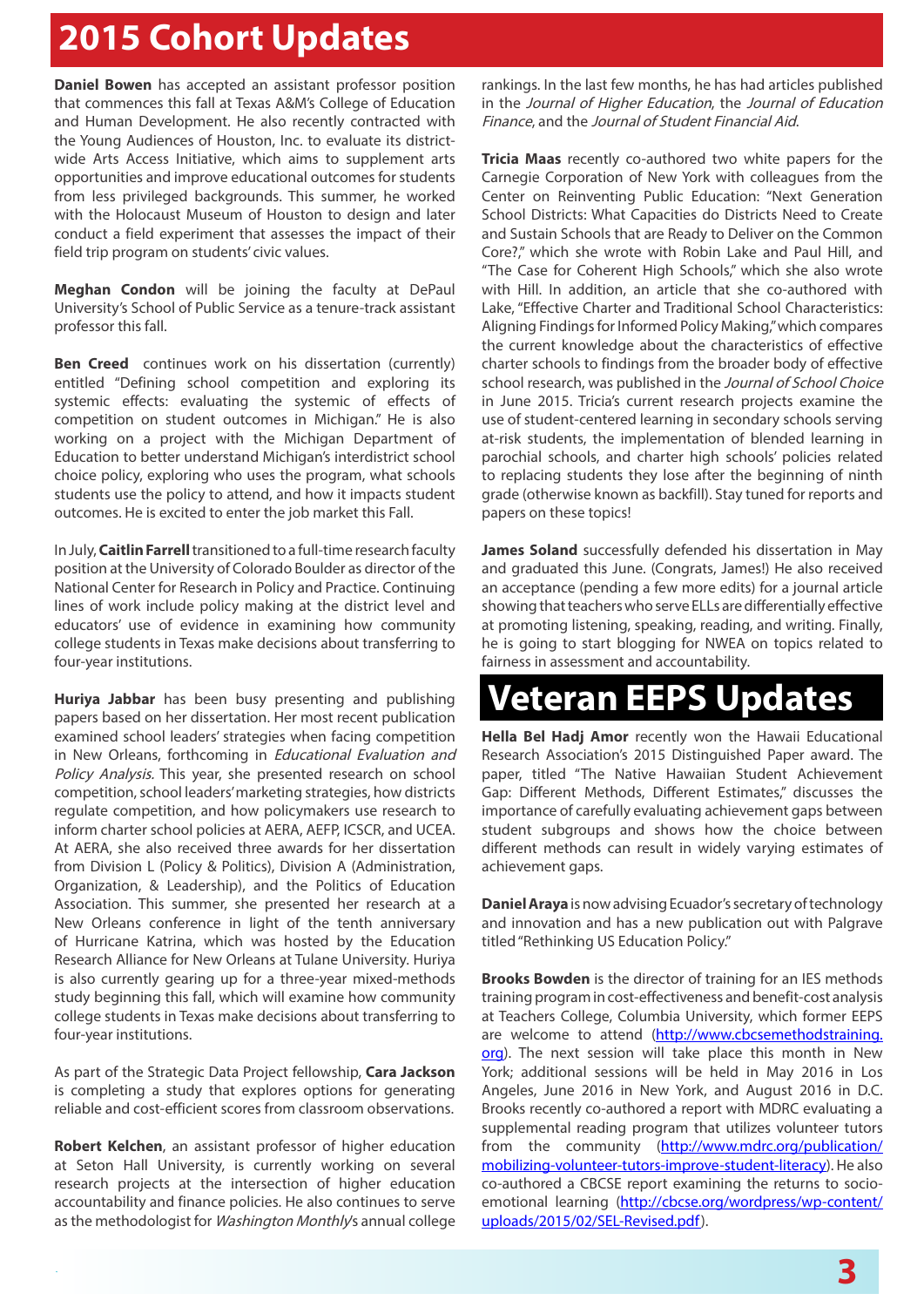# 2015 Cohort Updates

**Daniel Bowen** has accepted an assistant professor position that commences this fall at Texas A&M's College of Education and Human Development. He also recently contracted with the Young Audiences of Houston, Inc. to evaluate its district-wide Arts Access Initiative, which aims to supplement arts opportunities and improve educational outcomes for students from less privileged backgrounds. This summer, he worked with the Holocaust Museum of Houston to design and later conduct a field experiment that assesses the impact of their field trip program on students' civic values.

**Meghan Condon** will be joining the faculty at DePaul University's School of Public Service as a tenure-track assistant professor this fall.

**Ben Creed** continues work on his dissertation (currently) entitled "Defining school competition and exploring its systemic effects: evaluating the systemic of effects of competition on student outcomes in Michigan." He is also working on a project with the Michigan Department of Education to better understand Michigan's interdistrict school choice policy, exploring who uses the program, what schools students use the policy to attend, and how it impacts student outcomes. He is excited to enter the job market this Fall.

In July, **Caitlin Farrell** transitioned to a full-time research faculty position at the University of Colorado Boulder as director of the National Center for Research in Policy and Practice. Continuing lines of work include policy making at the district level and educators' use of evidence in examining how community college students in Texas make decisions about transferring to four-year institutions.

**Huriya Jabbar** has been busy presenting and publishing papers based on her dissertation. Her most recent publication examined school leaders' strategies when facing competition in New Orleans, forthcoming in *Educational Evaluation and Policy Analysis*. This year, she presented research on school competition, school leaders' marketing strategies, how districts regulate competition, and how policymakers use research to inform charter school policies at AERA, AEFP, ICSCR, and UCEA. At AERA, she also received three awards for her dissertation from Division L (Policy & Politics), Division A (Administration, Organization, & Leadership), and the Politics of Education Association. This summer, she presented her research at a New Orleans conference in light of the tenth anniversary of Hurricane Katrina, which was hosted by the Education Research Alliance for New Orleans at Tulane University. Huriya is also currently gearing up for a three-year mixed-methods study beginning this fall, which will examine how community college students in Texas make decisions about transferring to four-year institutions.

As part of the Strategic Data Project fellowship, **Cara Jackson** is completing a study that explores options for generating reliable and cost-efficient scores from classroom observations.

**Robert Kelchen**, an assistant professor of higher education at Seton Hall University, is currently working on several research projects at the intersection of higher education accountability and finance policies. He also continues to serve as the methodologist for *Washington Monthly*'s annual college rankings. In the last few months, he has had articles published in the *Journal of Higher Education*, the *Journal of Education Finance*, and the *Journal of Student Financial Aid*.

**Tricia Maas** recently co-authored two white papers for the Carnegie Corporation of New York with colleagues from the Center on Reinventing Public Education: "Next Generation School Districts: What Capacities do Districts Need to Create and Sustain Schools that are Ready to Deliver on the Common Core?," which she wrote with Robin Lake and Paul Hill, and "The Case for Coherent High Schools," which she also wrote with Hill. In addition, an article that she co-authored with Lake, "Effective Charter and Traditional School Characteristics: Aligning Findings for Informed Policy Making," which compares the current knowledge about the characteristics of effective charter schools to findings from the broader body of effective school research, was published in the *Journal of School Choice* in June 2015. Tricia's current research projects examine the use of student-centered learning in secondary schools serving at-risk students, the implementation of blended learning in parochial schools, and charter high schools' policies related to replacing students they lose after the beginning of ninth grade (otherwise known as backfill). Stay tuned for reports and papers on these topics!

**James Soland** successfully defended his dissertation in May and graduated this June. (Congrats, James!) He also received an acceptance (pending a few more edits) for a journal article showing that teachers who serve ELLs are differentially effective at promoting listening, speaking, reading, and writing. Finally, he is going to start blogging for NWEA on topics related to fairness in assessment and accountability.

# Veteran EEPS Updates

**Hella Bel Hadj Amor** recently won the Hawaii Educational Research Association's 2015 Distinguished Paper award. The paper, titled "The Native Hawaiian Student Achievement Gap: Different Methods, Different Estimates," discusses the importance of carefully evaluating achievement gaps between student subgroups and shows how the choice between different methods can result in widely varying estimates of achievement gaps.

**Daniel Araya** is now advising Ecuador's secretary of technology and innovation and has a new publication out with Palgrave titled "Rethinking US Education Policy."

**Brooks Bowden** is the director of training for an IES methods training program in cost-effectiveness and benefit-cost analysis at Teachers College, Columbia University, which former EEPS are welcome to attend (http://www.cbcsemethodstraining.org). The next session will take place this month in New York; additional sessions will be held in May 2016 in Los Angeles, June 2016 in New York, and August 2016 in D.C. Brooks recently co-authored a report with MDRC evaluating a supplemental reading program that utilizes volunteer tutors from the community (http://www.mdrc.org/publication/mobilizing-volunteer-tutors-improve-student-literacy). He also co-authored a CBCSE report examining the returns to socio-emotional learning (http://cbcse.org/wordpress/wp-content/uploads/2015/02/SEL-Revised.pdf).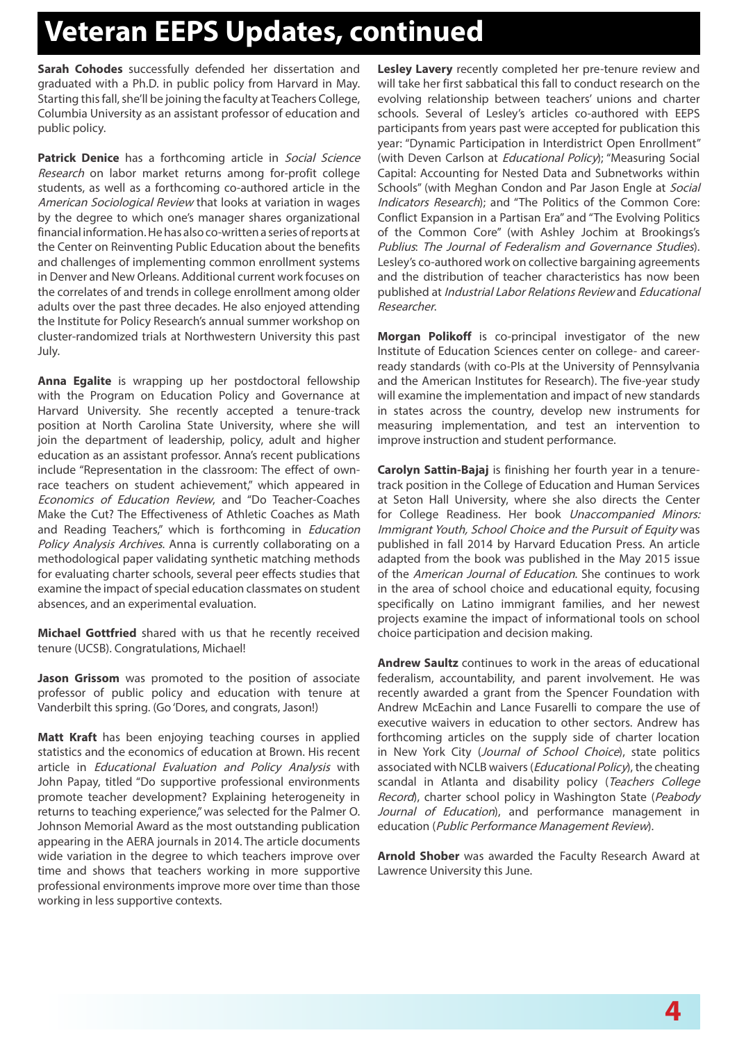# Veteran EEPS Updates, continued

**Sarah Cohodes** successfully defended her dissertation and graduated with a Ph.D. in public policy from Harvard in May. Starting this fall, she'll be joining the faculty at Teachers College, Columbia University as an assistant professor of education and public policy.

**Patrick Denice** has a forthcoming article in *Social Science Research* on labor market returns among for-profit college students, as well as a forthcoming co-authored article in the *American Sociological Review* that looks at variation in wages by the degree to which one's manager shares organizational financial information. He has also co-written a series of reports at the Center on Reinventing Public Education about the benefits and challenges of implementing common enrollment systems in Denver and New Orleans. Additional current work focuses on the correlates of and trends in college enrollment among older adults over the past three decades. He also enjoyed attending the Institute for Policy Research's annual summer workshop on cluster-randomized trials at Northwestern University this past July.

**Anna Egalite** is wrapping up her postdoctoral fellowship with the Program on Education Policy and Governance at Harvard University. She recently accepted a tenure-track position at North Carolina State University, where she will join the department of leadership, policy, adult and higher education as an assistant professor. Anna's recent publications include "Representation in the classroom: The effect of own-race teachers on student achievement," which appeared in *Economics of Education Review*, and "Do Teacher-Coaches Make the Cut? The Effectiveness of Athletic Coaches as Math and Reading Teachers," which is forthcoming in *Education Policy Analysis Archives*. Anna is currently collaborating on a methodological paper validating synthetic matching methods for evaluating charter schools, several peer effects studies that examine the impact of special education classmates on student absences, and an experimental evaluation.

**Michael Gottfried** shared with us that he recently received tenure (UCSB). Congratulations, Michael!

**Jason Grissom** was promoted to the position of associate professor of public policy and education with tenure at Vanderbilt this spring. (Go 'Dores, and congrats, Jason!)

**Matt Kraft** has been enjoying teaching courses in applied statistics and the economics of education at Brown. His recent article in *Educational Evaluation and Policy Analysis* with John Papay, titled "Do supportive professional environments promote teacher development? Explaining heterogeneity in returns to teaching experience," was selected for the Palmer O. Johnson Memorial Award as the most outstanding publication appearing in the AERA journals in 2014. The article documents wide variation in the degree to which teachers improve over time and shows that teachers working in more supportive professional environments improve more over time than those working in less supportive contexts.

**Lesley Lavery** recently completed her pre-tenure review and will take her first sabbatical this fall to conduct research on the evolving relationship between teachers' unions and charter schools. Several of Lesley's articles co-authored with EEPS participants from years past were accepted for publication this year: "Dynamic Participation in Interdistrict Open Enrollment" (with Deven Carlson at *Educational Policy*); "Measuring Social Capital: Accounting for Nested Data and Subnetworks within Schools" (with Meghan Condon and Par Jason Engle at *Social Indicators Research*); and "The Politics of the Common Core: Conflict Expansion in a Partisan Era" and "The Evolving Politics of the Common Core" (with Ashley Jochim at Brookings's *Publius*: *The Journal of Federalism and Governance Studies*). Lesley's co-authored work on collective bargaining agreements and the distribution of teacher characteristics has now been published at *Industrial Labor Relations Review* and *Educational Researcher*.

**Morgan Polikoff** is co-principal investigator of the new Institute of Education Sciences center on college- and career-ready standards (with co-PIs at the University of Pennsylvania and the American Institutes for Research). The five-year study will examine the implementation and impact of new standards in states across the country, develop new instruments for measuring implementation, and test an intervention to improve instruction and student performance.

**Carolyn Sattin-Bajaj** is finishing her fourth year in a tenure-track position in the College of Education and Human Services at Seton Hall University, where she also directs the Center for College Readiness. Her book *Unaccompanied Minors: Immigrant Youth, School Choice and the Pursuit of Equity* was published in fall 2014 by Harvard Education Press. An article adapted from the book was published in the May 2015 issue of the *American Journal of Education*. She continues to work in the area of school choice and educational equity, focusing specifically on Latino immigrant families, and her newest projects examine the impact of informational tools on school choice participation and decision making.

**Andrew Saultz** continues to work in the areas of educational federalism, accountability, and parent involvement. He was recently awarded a grant from the Spencer Foundation with Andrew McEachin and Lance Fusarelli to compare the use of executive waivers in education to other sectors. Andrew has forthcoming articles on the supply side of charter location in New York City (*Journal of School Choice*), state politics associated with NCLB waivers (*Educational Policy*), the cheating scandal in Atlanta and disability policy (*Teachers College Record*), charter school policy in Washington State (*Peabody Journal of Education*), and performance management in education (*Public Performance Management Review*).

**Arnold Shober** was awarded the Faculty Research Award at Lawrence University this June.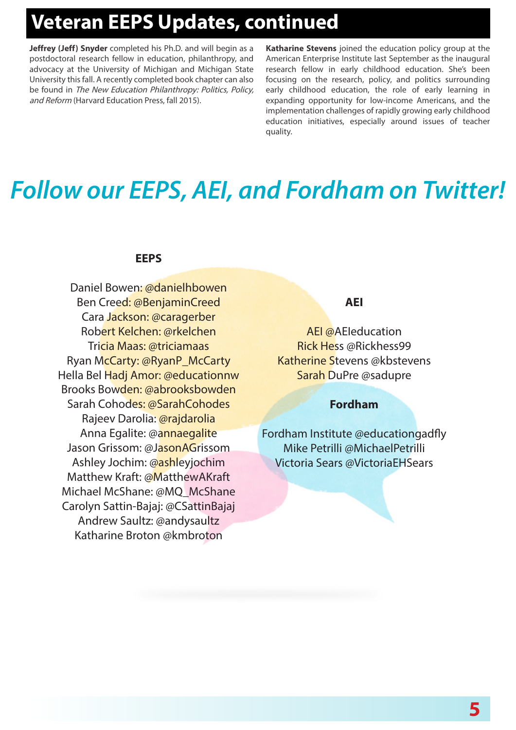# Veteran EEPS Updates, continued

**Jeffrey (Jeff) Snyder** completed his Ph.D. and will begin as a postdoctoral research fellow in education, philanthropy, and advocacy at the University of Michigan and Michigan State University this fall. A recently completed book chapter can also be found in *The New Education Philanthropy: Politics, Policy, and Reform* (Harvard Education Press, fall 2015).

**Katharine Stevens** joined the education policy group at the American Enterprise Institute last September as the inaugural research fellow in early childhood education. She's been focusing on the research, policy, and politics surrounding early childhood education, the role of early learning in expanding opportunity for low-income Americans, and the implementation challenges of rapidly growing early childhood education initiatives, especially around issues of teacher quality.

# Follow our EEPS, AEI, and Fordham on Twitter!

### EEPS

Daniel Bowen: @danielhbowen
Ben Creed: @BenjaminCreed
Cara Jackson: @caragerber
Robert Kelchen: @rkelchen
Tricia Maas: @triciamaas
Ryan McCarty: @RyanP_McCarty
Hella Bel Hadj Amor: @educationnw
Brooks Bowden: @abrooksbowden
Sarah Cohodes: @SarahCohodes
Rajeev Darolia: @rajdarolia
Anna Egalite: @annaegalite
Jason Grissom: @JasonAGrissom
Ashley Jochim: @ashleyjochim
Matthew Kraft: @MatthewAKraft
Michael McShane: @MQ_McShane
Carolyn Sattin-Bajaj: @CSattinBajaj
Andrew Saultz: @andysaultz
Katharine Broton @kmbroton

### AEI

AEI @AEIeducation
Rick Hess @Rickhess99
Katherine Stevens @kbstevens
Sarah DuPre @sadupre

### Fordham

Fordham Institute @educationgadfly
Mike Petrilli @MichaelPetrilli
Victoria Sears @VictoriaEHSears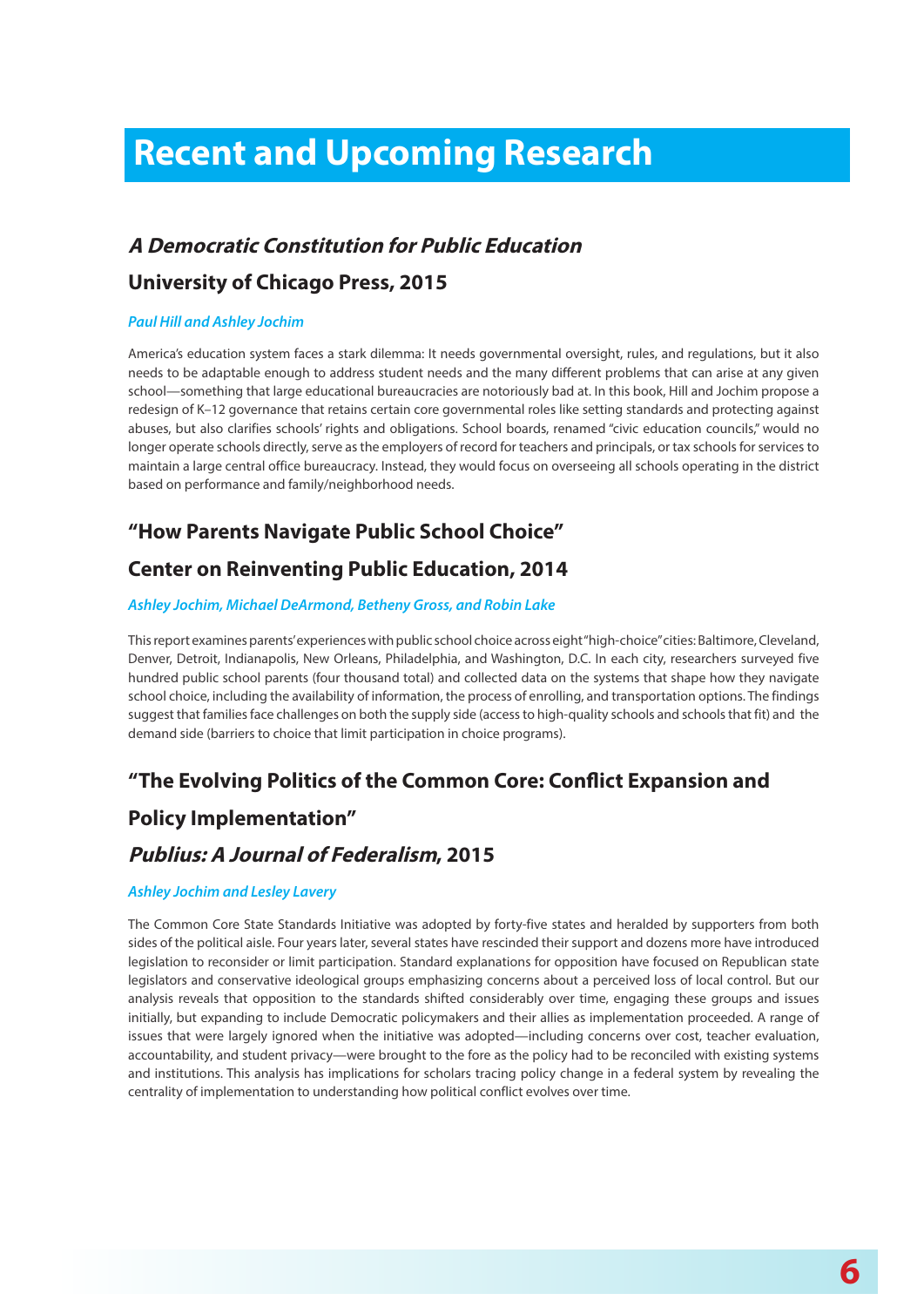# Recent and Upcoming Research

## *A Democratic Constitution for Public Education*

### University of Chicago Press, 2015

*Paul Hill and Ashley Jochim*

America's education system faces a stark dilemma: It needs governmental oversight, rules, and regulations, but it also needs to be adaptable enough to address student needs and the many different problems that can arise at any given school—something that large educational bureaucracies are notoriously bad at. In this book, Hill and Jochim propose a redesign of K–12 governance that retains certain core governmental roles like setting standards and protecting against abuses, but also clarifies schools' rights and obligations. School boards, renamed "civic education councils," would no longer operate schools directly, serve as the employers of record for teachers and principals, or tax schools for services to maintain a large central office bureaucracy. Instead, they would focus on overseeing all schools operating in the district based on performance and family/neighborhood needs.

## "How Parents Navigate Public School Choice"

### Center on Reinventing Public Education, 2014

*Ashley Jochim, Michael DeArmond, Betheny Gross, and Robin Lake*

This report examines parents' experiences with public school choice across eight "high-choice" cities: Baltimore, Cleveland, Denver, Detroit, Indianapolis, New Orleans, Philadelphia, and Washington, D.C. In each city, researchers surveyed five hundred public school parents (four thousand total) and collected data on the systems that shape how they navigate school choice, including the availability of information, the process of enrolling, and transportation options. The findings suggest that families face challenges on both the supply side (access to high-quality schools and schools that fit) and the demand side (barriers to choice that limit participation in choice programs).

## "The Evolving Politics of the Common Core: Conflict Expansion and Policy Implementation"

### *Publius: A Journal of Federalism*, 2015

*Ashley Jochim and Lesley Lavery*

The Common Core State Standards Initiative was adopted by forty-five states and heralded by supporters from both sides of the political aisle. Four years later, several states have rescinded their support and dozens more have introduced legislation to reconsider or limit participation. Standard explanations for opposition have focused on Republican state legislators and conservative ideological groups emphasizing concerns about a perceived loss of local control. But our analysis reveals that opposition to the standards shifted considerably over time, engaging these groups and issues initially, but expanding to include Democratic policymakers and their allies as implementation proceeded. A range of issues that were largely ignored when the initiative was adopted—including concerns over cost, teacher evaluation, accountability, and student privacy—were brought to the fore as the policy had to be reconciled with existing systems and institutions. This analysis has implications for scholars tracing policy change in a federal system by revealing the centrality of implementation to understanding how political conflict evolves over time.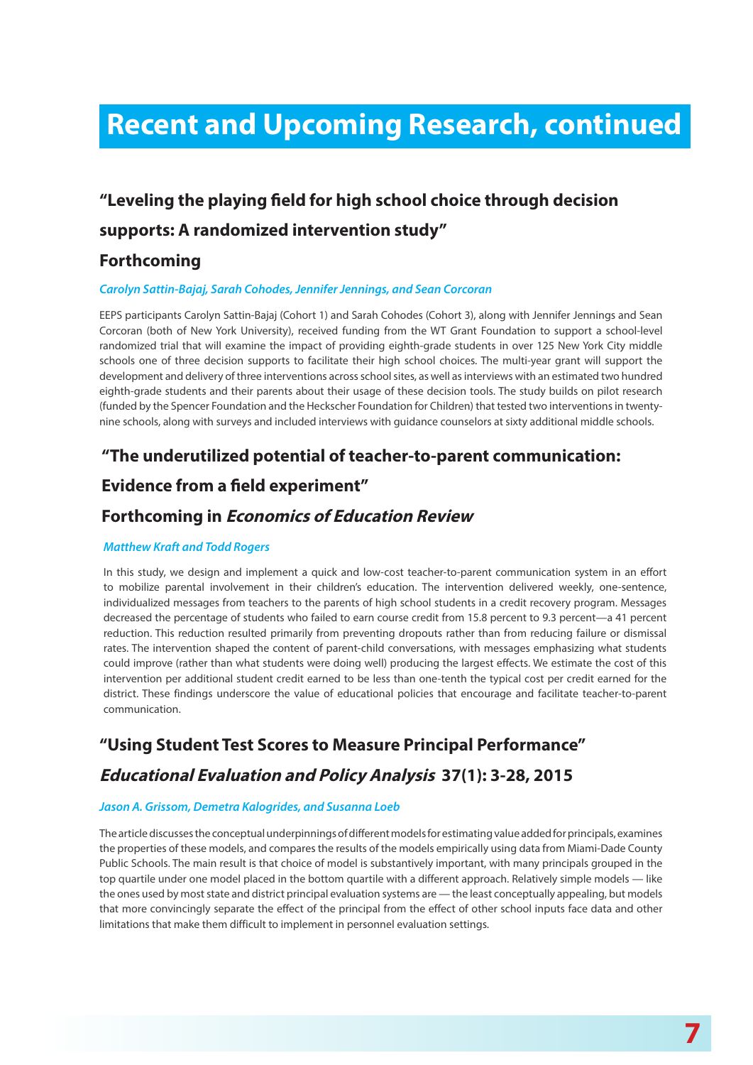# Recent and Upcoming Research, continued

## "Leveling the playing field for high school choice through decision supports: A randomized intervention study"

## Forthcoming

*Carolyn Sattin-Bajaj, Sarah Cohodes, Jennifer Jennings, and Sean Corcoran*

EEPS participants Carolyn Sattin-Bajaj (Cohort 1) and Sarah Cohodes (Cohort 3), along with Jennifer Jennings and Sean Corcoran (both of New York University), received funding from the WT Grant Foundation to support a school-level randomized trial that will examine the impact of providing eighth-grade students in over 125 New York City middle schools one of three decision supports to facilitate their high school choices. The multi-year grant will support the development and delivery of three interventions across school sites, as well as interviews with an estimated two hundred eighth-grade students and their parents about their usage of these decision tools. The study builds on pilot research (funded by the Spencer Foundation and the Heckscher Foundation for Children) that tested two interventions in twenty-nine schools, along with surveys and included interviews with guidance counselors at sixty additional middle schools.

## "The underutilized potential of teacher-to-parent communication: Evidence from a field experiment"

## Forthcoming in *Economics of Education Review*

*Matthew Kraft and Todd Rogers*

In this study, we design and implement a quick and low-cost teacher-to-parent communication system in an effort to mobilize parental involvement in their children's education. The intervention delivered weekly, one-sentence, individualized messages from teachers to the parents of high school students in a credit recovery program. Messages decreased the percentage of students who failed to earn course credit from 15.8 percent to 9.3 percent—a 41 percent reduction. This reduction resulted primarily from preventing dropouts rather than from reducing failure or dismissal rates. The intervention shaped the content of parent-child conversations, with messages emphasizing what students could improve (rather than what students were doing well) producing the largest effects. We estimate the cost of this intervention per additional student credit earned to be less than one-tenth the typical cost per credit earned for the district. These findings underscore the value of educational policies that encourage and facilitate teacher-to-parent communication.

## "Using Student Test Scores to Measure Principal Performance"

## *Educational Evaluation and Policy Analysis* 37(1): 3-28, 2015

*Jason A. Grissom, Demetra Kalogrides, and Susanna Loeb*

The article discusses the conceptual underpinnings of different models for estimating value added for principals, examines the properties of these models, and compares the results of the models empirically using data from Miami-Dade County Public Schools. The main result is that choice of model is substantively important, with many principals grouped in the top quartile under one model placed in the bottom quartile with a different approach. Relatively simple models — like the ones used by most state and district principal evaluation systems are — the least conceptually appealing, but models that more convincingly separate the effect of the principal from the effect of other school inputs face data and other limitations that make them difficult to implement in personnel evaluation settings.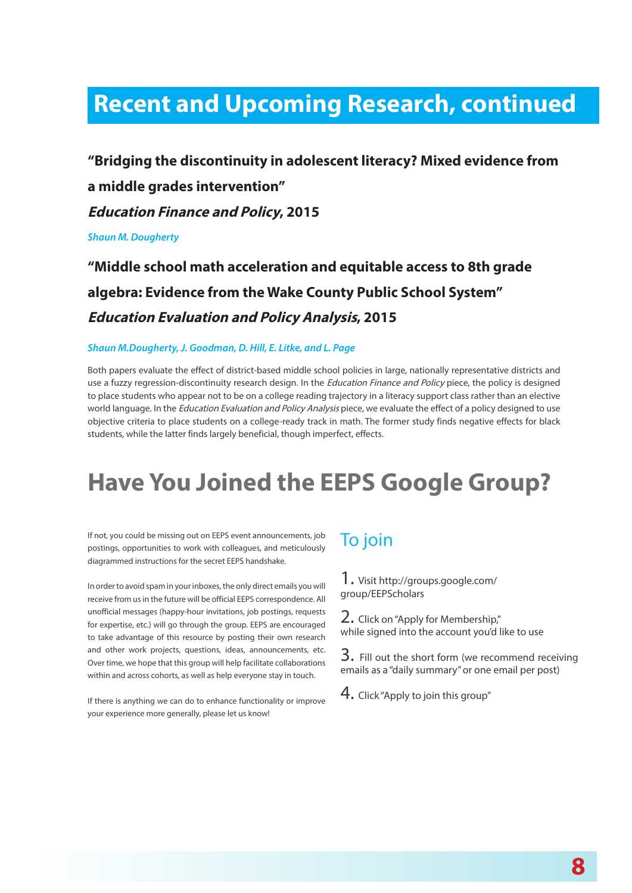# Recent and Upcoming Research, continued

**"Bridging the discontinuity in adolescent literacy? Mixed evidence from a middle grades intervention"**

***Education Finance and Policy*, 2015**

*Shaun M. Dougherty*

**"Middle school math acceleration and equitable access to 8th grade algebra: Evidence from the Wake County Public School System"**

***Education Evaluation and Policy Analysis*, 2015**

*Shaun M.Dougherty, J. Goodman, D. Hill, E. Litke, and L. Page*

Both papers evaluate the effect of district-based middle school policies in large, nationally representative districts and use a fuzzy regression-discontinuity research design. In the *Education Finance and Policy* piece, the policy is designed to place students who appear not to be on a college reading trajectory in a literacy support class rather than an elective world language. In the *Education Evaluation and Policy Analysis* piece, we evaluate the effect of a policy designed to use objective criteria to place students on a college-ready track in math. The former study finds negative effects for black students, while the latter finds largely beneficial, though imperfect, effects.

# Have You Joined the EEPS Google Group?

If not, you could be missing out on EEPS event announcements, job postings, opportunities to work with colleagues, and meticulously diagrammed instructions for the secret EEPS handshake.

In order to avoid spam in your inboxes, the only direct emails you will receive from us in the future will be official EEPS correspondence. All unofficial messages (happy-hour invitations, job postings, requests for expertise, etc.) will go through the group. EEPS are encouraged to take advantage of this resource by posting their own research and other work projects, questions, ideas, announcements, etc. Over time, we hope that this group will help facilitate collaborations within and across cohorts, as well as help everyone stay in touch.

If there is anything we can do to enhance functionality or improve your experience more generally, please let us know!

## To join

1. Visit http://groups.google.com/group/EEPScholars
2. Click on "Apply for Membership," while signed into the account you'd like to use
3. Fill out the short form (we recommend receiving emails as a "daily summary" or one email per post)
4. Click "Apply to join this group"